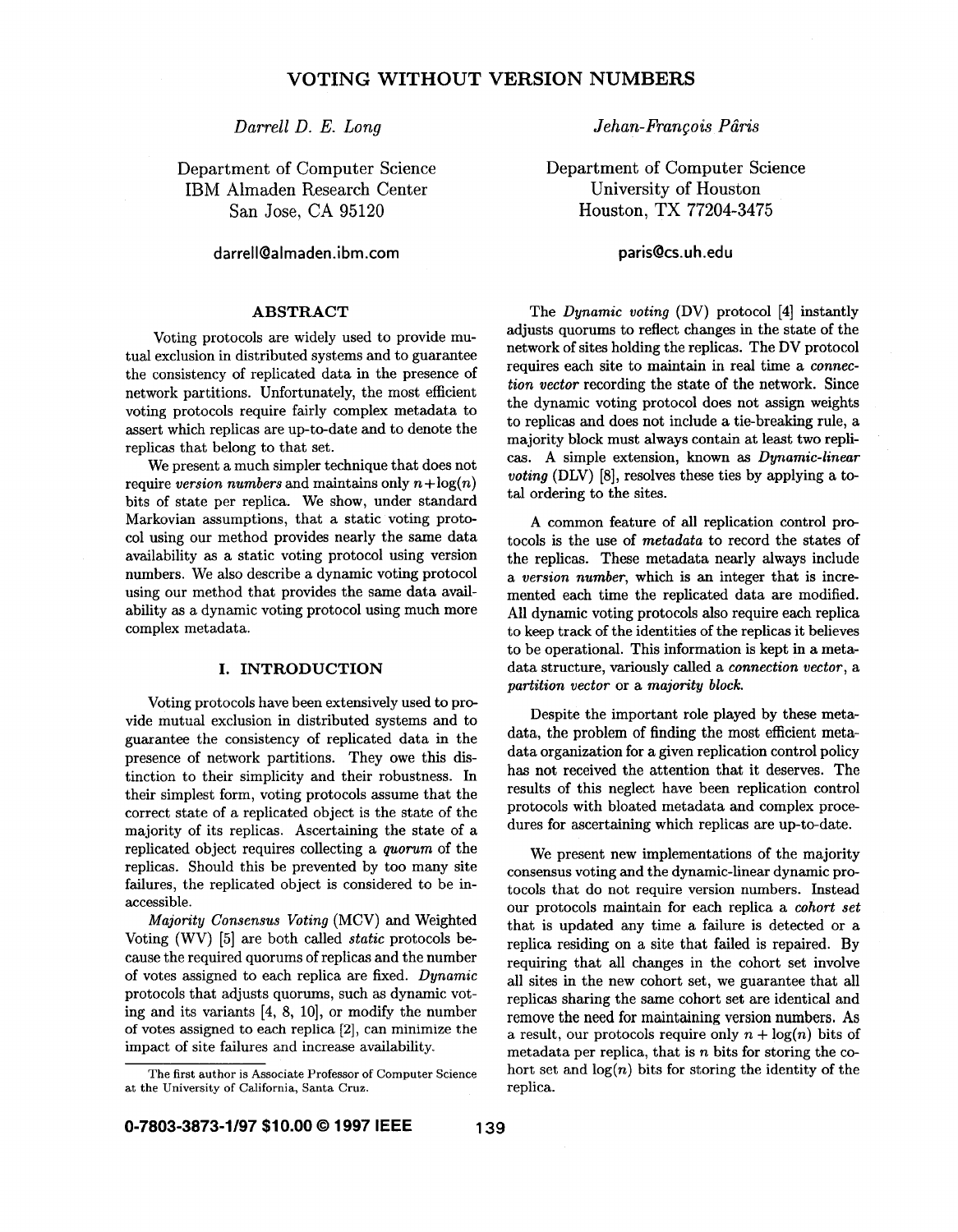# VOTING WITHOUT VERSION NUMBERS

*Darrell D. E. Long*

Department of Computer Science
IBM Almaden Research Center
San Jose, CA 95120

darrell@almaden.ibm.com

*Jehan-François Pâris*

Department of Computer Science
University of Houston
Houston, TX 77204-3475

paris@cs.uh.edu

## ABSTRACT

Voting protocols are widely used to provide mutual exclusion in distributed systems and to guarantee the consistency of replicated data in the presence of network partitions. Unfortunately, the most efficient voting protocols require fairly complex metadata to assert which replicas are up-to-date and to denote the replicas that belong to that set.

We present a much simpler technique that does not require *version numbers* and maintains only $n + \log(n)$ bits of state per replica. We show, under standard Markovian assumptions, that a static voting protocol using our method provides nearly the same data availability as a static voting protocol using version numbers. We also describe a dynamic voting protocol using our method that provides the same data availability as a dynamic voting protocol using much more complex metadata.

## I. INTRODUCTION

Voting protocols have been extensively used to provide mutual exclusion in distributed systems and to guarantee the consistency of replicated data in the presence of network partitions. They owe this distinction to their simplicity and their robustness. In their simplest form, voting protocols assume that the correct state of a replicated object is the state of the majority of its replicas. Ascertaining the state of a replicated object requires collecting a *quorum* of the replicas. Should this be prevented by too many site failures, the replicated object is considered to be inaccessible.

*Majority Consensus Voting* (MCV) and Weighted Voting (WV) [5] are both called *static* protocols because the required quorums of replicas and the number of votes assigned to each replica are fixed. *Dynamic* protocols that adjusts quorums, such as dynamic voting and its variants [4, 8, 10], or modify the number of votes assigned to each replica [2], can minimize the impact of site failures and increase availability.

The first author is Associate Professor of Computer Science at the University of California, Santa Cruz.

The *Dynamic voting* (DV) protocol [4] instantly adjusts quorums to reflect changes in the state of the network of sites holding the replicas. The DV protocol requires each site to maintain in real time a *connection vector* recording the state of the network. Since the dynamic voting protocol does not assign weights to replicas and does not include a tie-breaking rule, a majority block must always contain at least two replicas. A simple extension, known as *Dynamic-linear voting* (DLV) [8], resolves these ties by applying a total ordering to the sites.

A common feature of all replication control protocols is the use of *metadata* to record the states of the replicas. These metadata nearly always include a *version number*, which is an integer that is incremented each time the replicated data are modified. All dynamic voting protocols also require each replica to keep track of the identities of the replicas it believes to be operational. This information is kept in a metadata structure, variously called a *connection vector*, a *partition vector* or a *majority block*.

Despite the important role played by these metadata, the problem of finding the most efficient metadata organization for a given replication control policy has not received the attention that it deserves. The results of this neglect have been replication control protocols with bloated metadata and complex procedures for ascertaining which replicas are up-to-date.

We present new implementations of the majority consensus voting and the dynamic-linear dynamic protocols that do not require version numbers. Instead our protocols maintain for each replica a *cohort set* that is updated any time a failure is detected or a replica residing on a site that failed is repaired. By requiring that all changes in the cohort set involve all sites in the new cohort set, we guarantee that all replicas sharing the same cohort set are identical and remove the need for maintaining version numbers. As a result, our protocols require only $n + \log(n)$ bits of metadata per replica, that is $n$ bits for storing the cohort set and $\log(n)$ bits for storing the identity of the replica.

0-7803-3873-1/97 $10.00 © 1997 IEEE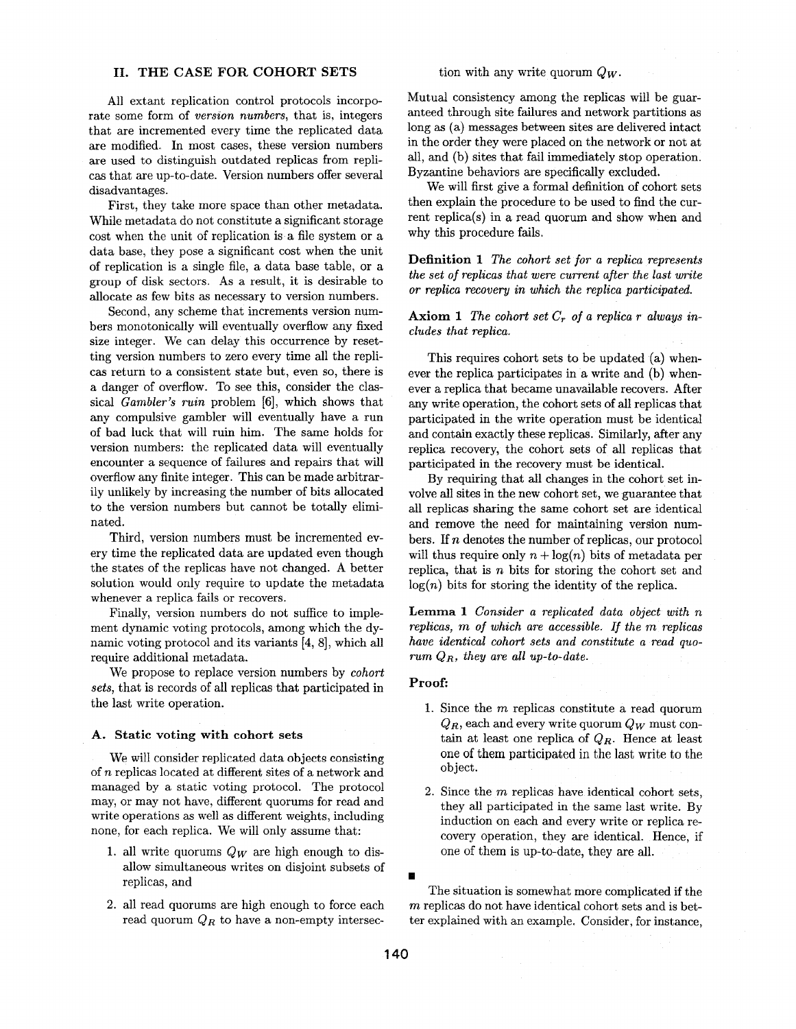## II. THE CASE FOR COHORT SETS

All extant replication control protocols incorporate some form of *version numbers*, that is, integers that are incremented every time the replicated data are modified. In most cases, these version numbers are used to distinguish outdated replicas from replicas that are up-to-date. Version numbers offer several disadvantages.

First, they take more space than other metadata. While metadata do not constitute a significant storage cost when the unit of replication is a file system or a data base, they pose a significant cost when the unit of replication is a single file, a data base table, or a group of disk sectors. As a result, it is desirable to allocate as few bits as necessary to version numbers.

Second, any scheme that increments version numbers monotonically will eventually overflow any fixed size integer. We can delay this occurrence by resetting version numbers to zero every time all the replicas return to a consistent state but, even so, there is a danger of overflow. To see this, consider the classical *Gambler's ruin* problem [6], which shows that any compulsive gambler will eventually have a run of bad luck that will ruin him. The same holds for version numbers: the replicated data will eventually encounter a sequence of failures and repairs that will overflow any finite integer. This can be made arbitrarily unlikely by increasing the number of bits allocated to the version numbers but cannot be totally eliminated.

Third, version numbers must be incremented every time the replicated data are updated even though the states of the replicas have not changed. A better solution would only require to update the metadata whenever a replica fails or recovers.

Finally, version numbers do not suffice to implement dynamic voting protocols, among which the dynamic voting protocol and its variants [4, 8], which all require additional metadata.

We propose to replace version numbers by *cohort sets*, that is records of all replicas that participated in the last write operation.

### A. Static voting with cohort sets

We will consider replicated data objects consisting of $n$ replicas located at different sites of a network and managed by a static voting protocol. The protocol may, or may not have, different quorums for read and write operations as well as different weights, including none, for each replica. We will only assume that:

1. all write quorums $Q_W$ are high enough to disallow simultaneous writes on disjoint subsets of replicas, and
2. all read quorums are high enough to force each read quorum $Q_R$ to have a non-empty intersection with any write quorum $Q_W$.

Mutual consistency among the replicas will be guaranteed through site failures and network partitions as long as (a) messages between sites are delivered intact in the order they were placed on the network or not at all, and (b) sites that fail immediately stop operation. Byzantine behaviors are specifically excluded.

We will first give a formal definition of cohort sets then explain the procedure to be used to find the current replica(s) in a read quorum and show when and why this procedure fails.

**Definition 1** *The cohort set for a replica represents the set of replicas that were current after the last write or replica recovery in which the replica participated.*

**Axiom 1** *The cohort set $C_r$ of a replica $r$ always includes that replica.*

This requires cohort sets to be updated (a) whenever the replica participates in a write and (b) whenever a replica that became unavailable recovers. After any write operation, the cohort sets of all replicas that participated in the write operation must be identical and contain exactly these replicas. Similarly, after any replica recovery, the cohort sets of all replicas that participated in the recovery must be identical.

By requiring that all changes in the cohort set involve all sites in the new cohort set, we guarantee that all replicas sharing the same cohort set are identical and remove the need for maintaining version numbers. If $n$ denotes the number of replicas, our protocol will thus require only $n + \log(n)$ bits of metadata per replica, that is $n$ bits for storing the cohort set and $\log(n)$ bits for storing the identity of the replica.

**Lemma 1** *Consider a replicated data object with $n$ replicas, $m$ of which are accessible. If the $m$ replicas have identical cohort sets and constitute a read quorum $Q_R$, they are all up-to-date.*

**Proof:**

1. Since the $m$ replicas constitute a read quorum $Q_R$, each and every write quorum $Q_W$ must contain at least one replica of $Q_R$. Hence at least one of them participated in the last write to the object.
2. Since the $m$ replicas have identical cohort sets, they all participated in the same last write. By induction on each and every write or replica recovery operation, they are identical. Hence, if one of them is up-to-date, they are all.

■

The situation is somewhat more complicated if the $m$ replicas do not have identical cohort sets and is better explained with an example. Consider, for instance,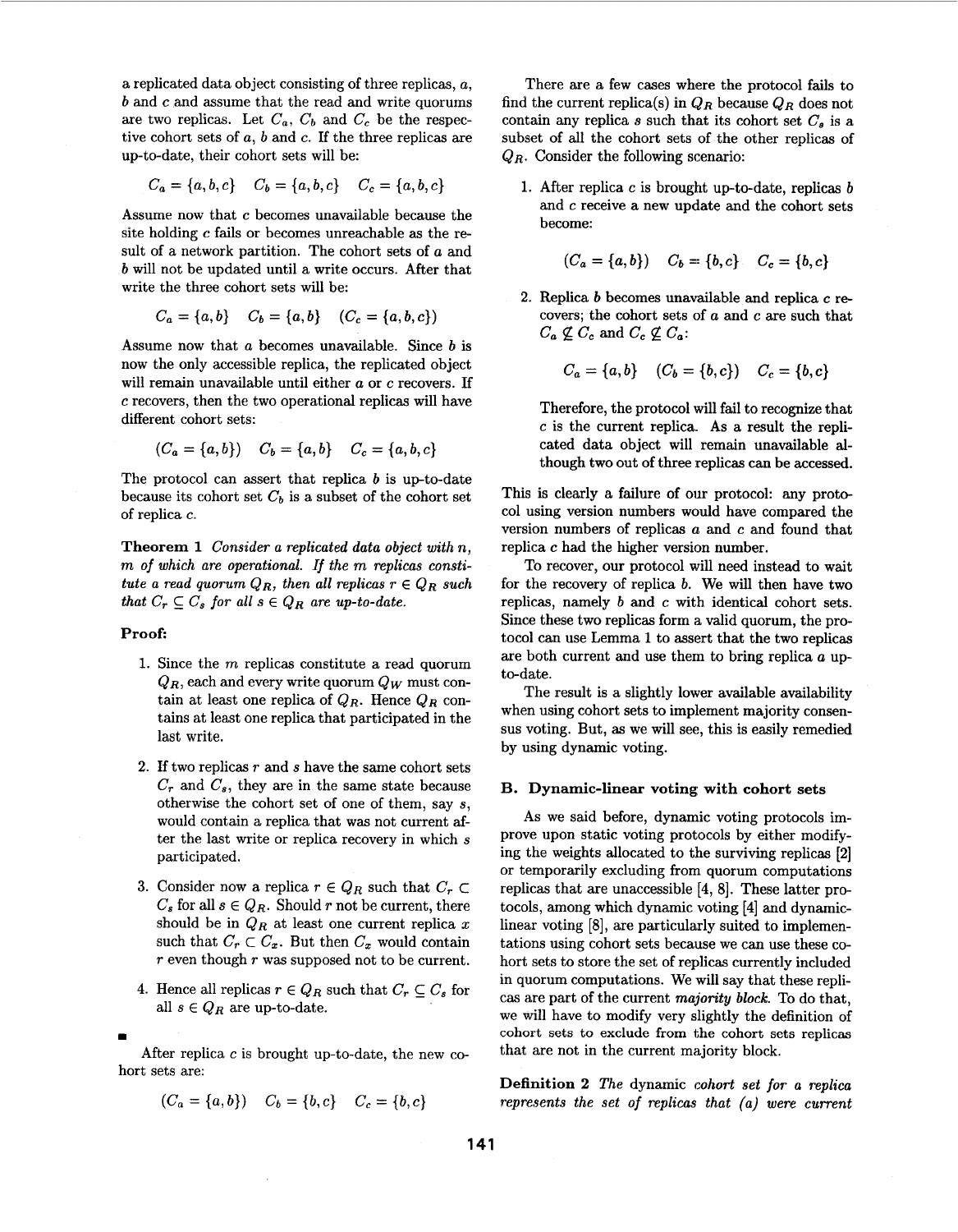a replicated data object consisting of three replicas, $a$, $b$ and $c$ and assume that the read and write quorums are two replicas. Let $C_a$, $C_b$ and $C_c$ be the respective cohort sets of $a$, $b$ and $c$. If the three replicas are up-to-date, their cohort sets will be:

$$C_a = \{a, b, c\} \quad C_b = \{a, b, c\} \quad C_c = \{a, b, c\}$$

Assume now that $c$ becomes unavailable because the site holding $c$ fails or becomes unreachable as the result of a network partition. The cohort sets of $a$ and $b$ will not be updated until a write occurs. After that write the three cohort sets will be:

$$C_a = \{a, b\} \quad C_b = \{a, b\} \quad (C_c = \{a, b, c\})$$

Assume now that $a$ becomes unavailable. Since $b$ is now the only accessible replica, the replicated object will remain unavailable until either $a$ or $c$ recovers. If $c$ recovers, then the two operational replicas will have different cohort sets:

$$(C_a = \{a, b\}) \quad C_b = \{a, b\} \quad C_c = \{a, b, c\}$$

The protocol can assert that replica $b$ is up-to-date because its cohort set $C_b$ is a subset of the cohort set of replica $c$.

**Theorem 1** *Consider a replicated data object with $n$, $m$ of which are operational. If the $m$ replicas constitute a read quorum $Q_R$, then all replicas $r \in Q_R$ such that $C_r \subseteq C_s$ for all $s \in Q_R$ are up-to-date.*

**Proof:**

1. Since the $m$ replicas constitute a read quorum $Q_R$, each and every write quorum $Q_W$ must contain at least one replica of $Q_R$. Hence $Q_R$ contains at least one replica that participated in the last write.
2. If two replicas $r$ and $s$ have the same cohort sets $C_r$ and $C_s$, they are in the same state because otherwise the cohort set of one of them, say $s$, would contain a replica that was not current after the last write or replica recovery in which $s$ participated.
3. Consider now a replica $r \in Q_R$ such that $C_r \subset C_s$ for all $s \in Q_R$. Should $r$ not be current, there should be in $Q_R$ at least one current replica $x$ such that $C_r \subset C_x$. But then $C_x$ would contain $r$ even though $r$ was supposed not to be current.
4. Hence all replicas $r \in Q_R$ such that $C_r \subseteq C_s$ for all $s \in Q_R$ are up-to-date.

■

After replica $c$ is brought up-to-date, the new cohort sets are:

$$(C_a = \{a, b\}) \quad C_b = \{b, c\} \quad C_c = \{b, c\}$$

There are a few cases where the protocol fails to find the current replica(s) in $Q_R$ because $Q_R$ does not contain any replica $s$ such that its cohort set $C_s$ is a subset of all the cohort sets of the other replicas of $Q_R$. Consider the following scenario:

1. After replica $c$ is brought up-to-date, replicas $b$ and $c$ receive a new update and the cohort sets become:

   $$(C_a = \{a, b\}) \quad C_b = \{b, c\} \quad C_c = \{b, c\}$$

2. Replica $b$ becomes unavailable and replica $c$ recovers; the cohort sets of $a$ and $c$ are such that $C_a \not\subseteq C_c$ and $C_c \not\subseteq C_a$:

   $$C_a = \{a, b\} \quad (C_b = \{b, c\}) \quad C_c = \{b, c\}$$

   Therefore, the protocol will fail to recognize that $c$ is the current replica. As a result the replicated data object will remain unavailable although two out of three replicas can be accessed.

This is clearly a failure of our protocol: any protocol using version numbers would have compared the version numbers of replicas $a$ and $c$ and found that replica $c$ had the higher version number.

To recover, our protocol will need instead to wait for the recovery of replica $b$. We will then have two replicas, namely $b$ and $c$ with identical cohort sets. Since these two replicas form a valid quorum, the protocol can use Lemma 1 to assert that the two replicas are both current and use them to bring replica $a$ up-to-date.

The result is a slightly lower available availability when using cohort sets to implement majority consensus voting. But, as we will see, this is easily remedied by using dynamic voting.

### B. Dynamic-linear voting with cohort sets

As we said before, dynamic voting protocols improve upon static voting protocols by either modifying the weights allocated to the surviving replicas [2] or temporarily excluding from quorum computations replicas that are unaccessible [4, 8]. These latter protocols, among which dynamic voting [4] and dynamic-linear voting [8], are particularly suited to implementations using cohort sets because we can use these cohort sets to store the set of replicas currently included in quorum computations. We will say that these replicas are part of the current *majority block*. To do that, we will have to modify very slightly the definition of cohort sets to exclude from the cohort sets replicas that are not in the current majority block.

**Definition 2** *The dynamic cohort set for a replica represents the set of replicas that (a) were current*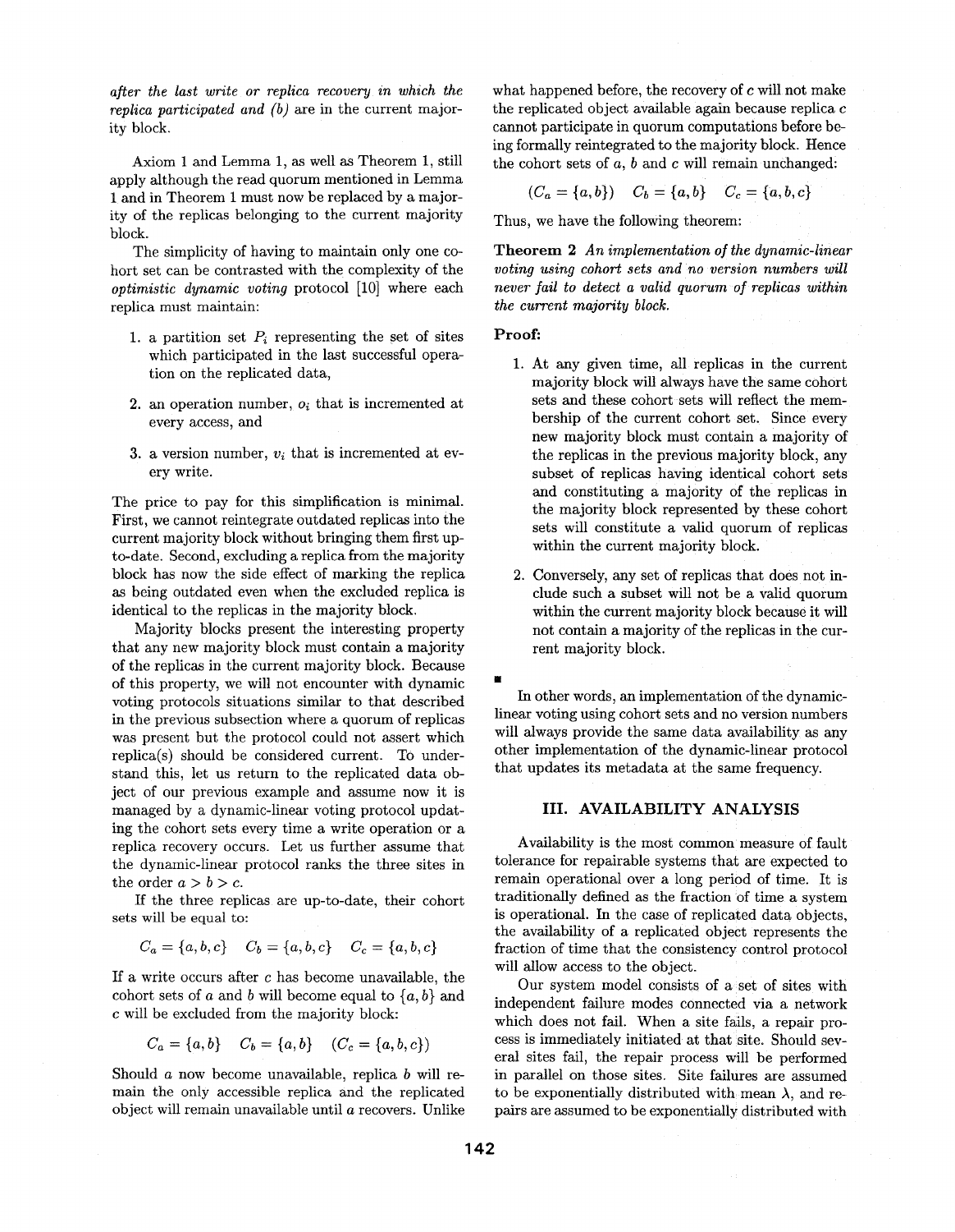*after the last write or replica recovery in which the replica participated and (b) are in the current majority block.*

Axiom 1 and Lemma 1, as well as Theorem 1, still apply although the read quorum mentioned in Lemma 1 and in Theorem 1 must now be replaced by a majority of the replicas belonging to the current majority block.

The simplicity of having to maintain only one cohort set can be contrasted with the complexity of the *optimistic dynamic voting* protocol [10] where each replica must maintain:

1. a partition set $P_i$ representing the set of sites which participated in the last successful operation on the replicated data,
2. an operation number, $o_i$ that is incremented at every access, and
3. a version number, $v_i$ that is incremented at every write.

The price to pay for this simplification is minimal. First, we cannot reintegrate outdated replicas into the current majority block without bringing them first up-to-date. Second, excluding a replica from the majority block has now the side effect of marking the replica as being outdated even when the excluded replica is identical to the replicas in the majority block.

Majority blocks present the interesting property that any new majority block must contain a majority of the replicas in the current majority block. Because of this property, we will not encounter with dynamic voting protocols situations similar to that described in the previous subsection where a quorum of replicas was present but the protocol could not assert which replica(s) should be considered current. To understand this, let us return to the replicated data object of our previous example and assume now it is managed by a dynamic-linear voting protocol updating the cohort sets every time a write operation or a replica recovery occurs. Let us further assume that the dynamic-linear protocol ranks the three sites in the order $a > b > c$.

If the three replicas are up-to-date, their cohort sets will be equal to:

$$C_a = \{a, b, c\} \quad C_b = \{a, b, c\} \quad C_c = \{a, b, c\}$$

If a write occurs after $c$ has become unavailable, the cohort sets of $a$ and $b$ will become equal to $\{a, b\}$ and $c$ will be excluded from the majority block:

$$C_a = \{a, b\} \quad C_b = \{a, b\} \quad (C_c = \{a, b, c\})$$

Should $a$ now become unavailable, replica $b$ will remain the only accessible replica and the replicated object will remain unavailable until $a$ recovers. Unlike what happened before, the recovery of $c$ will not make the replicated object available again because replica $c$ cannot participate in quorum computations before being formally reintegrated to the majority block. Hence the cohort sets of $a$, $b$ and $c$ will remain unchanged:

$$(C_a = \{a, b\}) \quad C_b = \{a, b\} \quad C_c = \{a, b, c\}$$

Thus, we have the following theorem:

**Theorem 2** *An implementation of the dynamic-linear voting using cohort sets and no version numbers will never fail to detect a valid quorum of replicas within the current majority block.*

**Proof:**

1. At any given time, all replicas in the current majority block will always have the same cohort sets and these cohort sets will reflect the membership of the current cohort set. Since every new majority block must contain a majority of the replicas in the previous majority block, any subset of replicas having identical cohort sets and constituting a majority of the replicas in the majority block represented by these cohort sets will constitute a valid quorum of replicas within the current majority block.
2. Conversely, any set of replicas that does not include such a subset will not be a valid quorum within the current majority block because it will not contain a majority of the replicas in the current majority block.

■

In other words, an implementation of the dynamic-linear voting using cohort sets and no version numbers will always provide the same data availability as any other implementation of the dynamic-linear protocol that updates its metadata at the same frequency.

## III. AVAILABILITY ANALYSIS

Availability is the most common measure of fault tolerance for repairable systems that are expected to remain operational over a long period of time. It is traditionally defined as the fraction of time a system is operational. In the case of replicated data objects, the availability of a replicated object represents the fraction of time that the consistency control protocol will allow access to the object.

Our system model consists of a set of sites with independent failure modes connected via a network which does not fail. When a site fails, a repair process is immediately initiated at that site. Should several sites fail, the repair process will be performed in parallel on those sites. Site failures are assumed to be exponentially distributed with mean $\lambda$, and repairs are assumed to be exponentially distributed with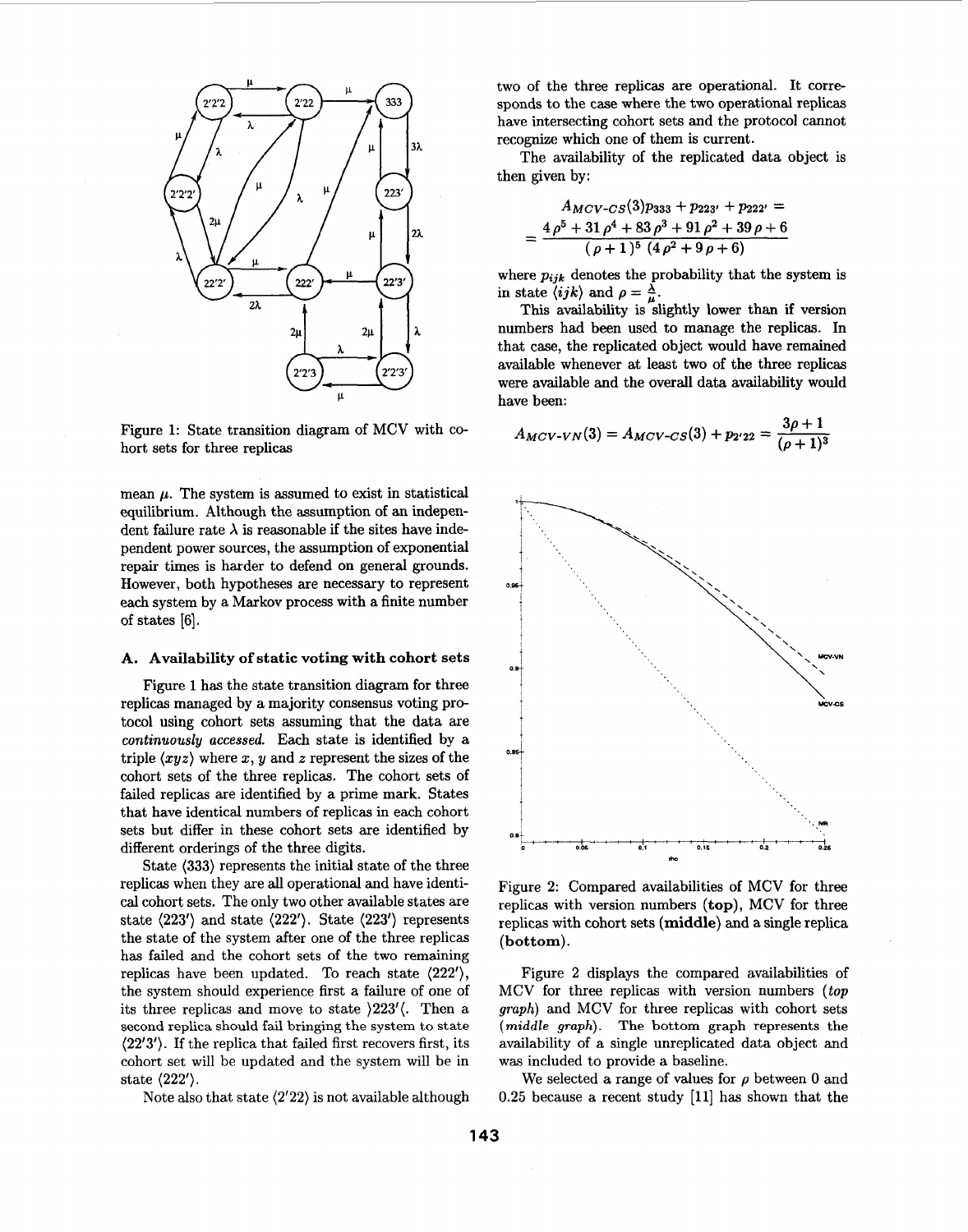Figure 1: State transition diagram of MCV with cohort sets for three replicas

mean $\mu$. The system is assumed to exist in statistical equilibrium. Although the assumption of an independent failure rate $\lambda$ is reasonable if the sites have independent power sources, the assumption of exponential repair times is harder to defend on general grounds. However, both hypotheses are necessary to represent each system by a Markov process with a finite number of states [6].

### A. Availability of static voting with cohort sets

Figure 1 has the state transition diagram for three replicas managed by a majority consensus voting protocol using cohort sets assuming that the data are *continuously accessed.* Each state is identified by a triple $\langle xyz \rangle$ where $x$, $y$ and $z$ represent the sizes of the cohort sets of the three replicas. The cohort sets of failed replicas are identified by a prime mark. States that have identical numbers of replicas in each cohort sets but differ in these cohort sets are identified by different orderings of the three digits.

State $\langle 333 \rangle$ represents the initial state of the three replicas when they are all operational and have identical cohort sets. The only two other available states are state $\langle 223' \rangle$ and state $\langle 222' \rangle$. State $\langle 223' \rangle$ represents the state of the system after one of the three replicas has failed and the cohort sets of the two remaining replicas have been updated. To reach state $\langle 222' \rangle$, the system should experience first a failure of one of its three replicas and move to state $\rangle 223' \langle$. Then a second replica should fail bringing the system to state $\langle 22'3' \rangle$. If the replica that failed first recovers first, its cohort set will be updated and the system will be in state $\langle 222' \rangle$.

Note also that state $\langle 2'22 \rangle$ is not available although two of the three replicas are operational. It corresponds to the case where the two operational replicas have intersecting cohort sets and the protocol cannot recognize which one of them is current.

The availability of the replicated data object is then given by:

$$A_{MCV\text{-}CS}(3) p_{333} + p_{223'} + p_{222'} =$$
$$= \frac{4\rho^5 + 31\rho^4 + 83\rho^3 + 91\rho^2 + 39\rho + 6}{(\rho+1)^5\,(4\rho^2 + 9\rho + 6)}$$

where $p_{ijk}$ denotes the probability that the system is in state $\langle ijk \rangle$ and $\rho = \frac{\lambda}{\mu}$.

This availability is slightly lower than if version numbers had been used to manage the replicas. In that case, the replicated object would have remained available whenever at least two of the three replicas were available and the overall data availability would have been:

$$A_{MCV\text{-}VN}(3) = A_{MCV\text{-}CS}(3) + p_{2'22} = \frac{3\rho + 1}{(\rho+1)^3}$$

Figure 2: Compared availabilities of MCV for three replicas with version numbers (**top**), MCV for three replicas with cohort sets (**middle**) and a single replica (**bottom**).

Figure 2 displays the compared availabilities of MCV for three replicas with version numbers (*top graph*) and MCV for three replicas with cohort sets (*middle graph*). The bottom graph represents the availability of a single unreplicated data object and was included to provide a baseline.

We selected a range of values for $\rho$ between 0 and 0.25 because a recent study [11] has shown that the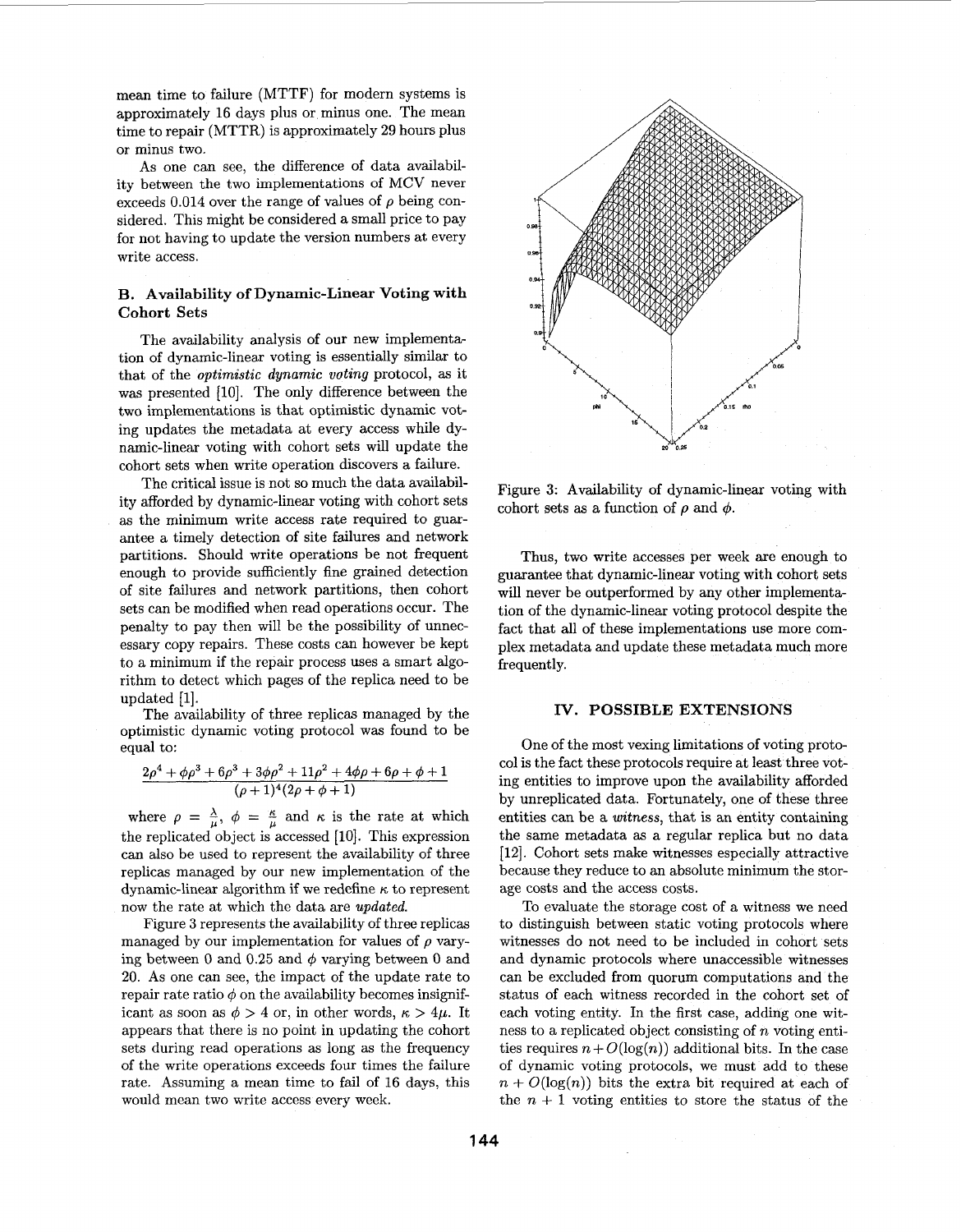mean time to failure (MTTF) for modern systems is approximately 16 days plus or minus one. The mean time to repair (MTTR) is approximately 29 hours plus or minus two.

As one can see, the difference of data availability between the two implementations of MCV never exceeds 0.014 over the range of values of $\rho$ being considered. This might be considered a small price to pay for not having to update the version numbers at every write access.

### B. Availability of Dynamic-Linear Voting with Cohort Sets

The availability analysis of our new implementation of dynamic-linear voting is essentially similar to that of the *optimistic dynamic voting* protocol, as it was presented [10]. The only difference between the two implementations is that optimistic dynamic voting updates the metadata at every access while dynamic-linear voting with cohort sets will update the cohort sets when write operation discovers a failure.

The critical issue is not so much the data availability afforded by dynamic-linear voting with cohort sets as the minimum write access rate required to guarantee a timely detection of site failures and network partitions. Should write operations be not frequent enough to provide sufficiently fine grained detection of site failures and network partitions, then cohort sets can be modified when read operations occur. The penalty to pay then will be the possibility of unnecessary copy repairs. These costs can however be kept to a minimum if the repair process uses a smart algorithm to detect which pages of the replica need to be updated [1].

The availability of three replicas managed by the optimistic dynamic voting protocol was found to be equal to:

$$\frac{2\rho^4 + \phi\rho^3 + 6\rho^3 + 3\phi\rho^2 + 11\rho^2 + 4\phi\rho + 6\rho + \phi + 1}{(\rho + 1)^4(2\rho + \phi + 1)}$$

where $\rho = \frac{\lambda}{\mu}$, $\phi = \frac{\kappa}{\mu}$ and $\kappa$ is the rate at which the replicated object is accessed [10]. This expression can also be used to represent the availability of three replicas managed by our new implementation of the dynamic-linear algorithm if we redefine $\kappa$ to represent now the rate at which the data are *updated.*

Figure 3 represents the availability of three replicas managed by our implementation for values of $\rho$ varying between 0 and 0.25 and $\phi$ varying between 0 and 20. As one can see, the impact of the update rate to repair rate ratio $\phi$ on the availability becomes insignificant as soon as $\phi > 4$ or, in other words, $\kappa > 4\mu$. It appears that there is no point in updating the cohort sets during read operations as long as the frequency of the write operations exceeds four times the failure rate. Assuming a mean time to fail of 16 days, this would mean two write access every week.

Figure 3: Availability of dynamic-linear voting with cohort sets as a function of $\rho$ and $\phi$.

Thus, two write accesses per week are enough to guarantee that dynamic-linear voting with cohort sets will never be outperformed by any other implementation of the dynamic-linear voting protocol despite the fact that all of these implementations use more complex metadata and update these metadata much more frequently.

## IV. POSSIBLE EXTENSIONS

One of the most vexing limitations of voting protocol is the fact these protocols require at least three voting entities to improve upon the availability afforded by unreplicated data. Fortunately, one of these three entities can be a *witness*, that is an entity containing the same metadata as a regular replica but no data [12]. Cohort sets make witnesses especially attractive because they reduce to an absolute minimum the storage costs and the access costs.

To evaluate the storage cost of a witness we need to distinguish between static voting protocols where witnesses do not need to be included in cohort sets and dynamic protocols where unaccessible witnesses can be excluded from quorum computations and the status of each witness recorded in the cohort set of each voting entity. In the first case, adding one witness to a replicated object consisting of $n$ voting entities requires $n + O(\log(n))$ additional bits. In the case of dynamic voting protocols, we must add to these $n + O(\log(n))$ bits the extra bit required at each of the $n + 1$ voting entities to store the status of the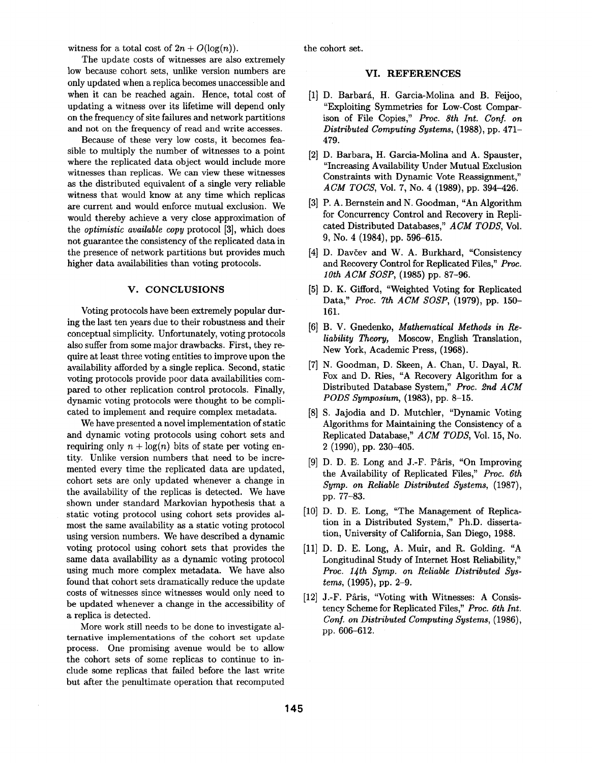witness for a total cost of $2n + O(\log(n))$.

The update costs of witnesses are also extremely low because cohort sets, unlike version numbers are only updated when a replica becomes unaccessible and when it can be reached again. Hence, total cost of updating a witness over its lifetime will depend only on the frequency of site failures and network partitions and not on the frequency of read and write accesses.

Because of these very low costs, it becomes feasible to multiply the number of witnesses to a point where the replicated data object would include more witnesses than replicas. We can view these witnesses as the distributed equivalent of a single very reliable witness that would know at any time which replicas are current and would enforce mutual exclusion. We would thereby achieve a very close approximation of the *optimistic available copy* protocol [3], which does not guarantee the consistency of the replicated data in the presence of network partitions but provides much higher data availabilities than voting protocols.

## V. CONCLUSIONS

Voting protocols have been extremely popular during the last ten years due to their robustness and their conceptual simplicity. Unfortunately, voting protocols also suffer from some major drawbacks. First, they require at least three voting entities to improve upon the availability afforded by a single replica. Second, static voting protocols provide poor data availabilities compared to other replication control protocols. Finally, dynamic voting protocols were thought to be complicated to implement and require complex metadata.

We have presented a novel implementation of static and dynamic voting protocols using cohort sets and requiring only $n + \log(n)$ bits of state per voting entity. Unlike version numbers that need to be incremented every time the replicated data are updated, cohort sets are only updated whenever a change in the availability of the replicas is detected. We have shown under standard Markovian hypothesis that a static voting protocol using cohort sets provides almost the same availability as a static voting protocol using version numbers. We have described a dynamic voting protocol using cohort sets that provides the same data availability as a dynamic voting protocol using much more complex metadata. We have also found that cohort sets dramatically reduce the update costs of witnesses since witnesses would only need to be updated whenever a change in the accessibility of a replica is detected.

More work still needs to be done to investigate alternative implementations of the cohort set update process. One promising avenue would be to allow the cohort sets of some replicas to continue to include some replicas that failed before the last write but after the penultimate operation that recomputed the cohort set.

## VI. REFERENCES

[1] D. Barbará, H. Garcia-Molina and B. Feijoo, "Exploiting Symmetries for Low-Cost Comparison of File Copies," *Proc. 8th Int. Conf. on Distributed Computing Systems*, (1988), pp. 471–479.

[2] D. Barbara, H. Garcia-Molina and A. Spauster, "Increasing Availability Under Mutual Exclusion Constraints with Dynamic Vote Reassignment," *ACM TOCS*, Vol. 7, No. 4 (1989), pp. 394–426.

[3] P. A. Bernstein and N. Goodman, "An Algorithm for Concurrency Control and Recovery in Replicated Distributed Databases," *ACM TODS*, Vol. 9, No. 4 (1984), pp. 596–615.

[4] D. Davčev and W. A. Burkhard, "Consistency and Recovery Control for Replicated Files," *Proc. 10th ACM SOSP*, (1985) pp. 87–96.

[5] D. K. Gifford, "Weighted Voting for Replicated Data," *Proc. 7th ACM SOSP*, (1979), pp. 150–161.

[6] B. V. Gnedenko, *Mathematical Methods in Reliability Theory*, Moscow, English Translation, New York, Academic Press, (1968).

[7] N. Goodman, D. Skeen, A. Chan, U. Dayal, R. Fox and D. Ries, "A Recovery Algorithm for a Distributed Database System," *Proc. 2nd ACM PODS Symposium*, (1983), pp. 8–15.

[8] S. Jajodia and D. Mutchler, "Dynamic Voting Algorithms for Maintaining the Consistency of a Replicated Database," *ACM TODS*, Vol. 15, No. 2 (1990), pp. 230–405.

[9] D. D. E. Long and J.-F. Pâris, "On Improving the Availability of Replicated Files," *Proc. 6th Symp. on Reliable Distributed Systems*, (1987), pp. 77–83.

[10] D. D. E. Long, "The Management of Replication in a Distributed System," Ph.D. dissertation, University of California, San Diego, 1988.

[11] D. D. E. Long, A. Muir, and R. Golding. "A Longitudinal Study of Internet Host Reliability," *Proc. 14th Symp. on Reliable Distributed Systems*, (1995), pp. 2–9.

[12] J.-F. Pâris, "Voting with Witnesses: A Consistency Scheme for Replicated Files," *Proc. 6th Int. Conf. on Distributed Computing Systems*, (1986), pp. 606–612.